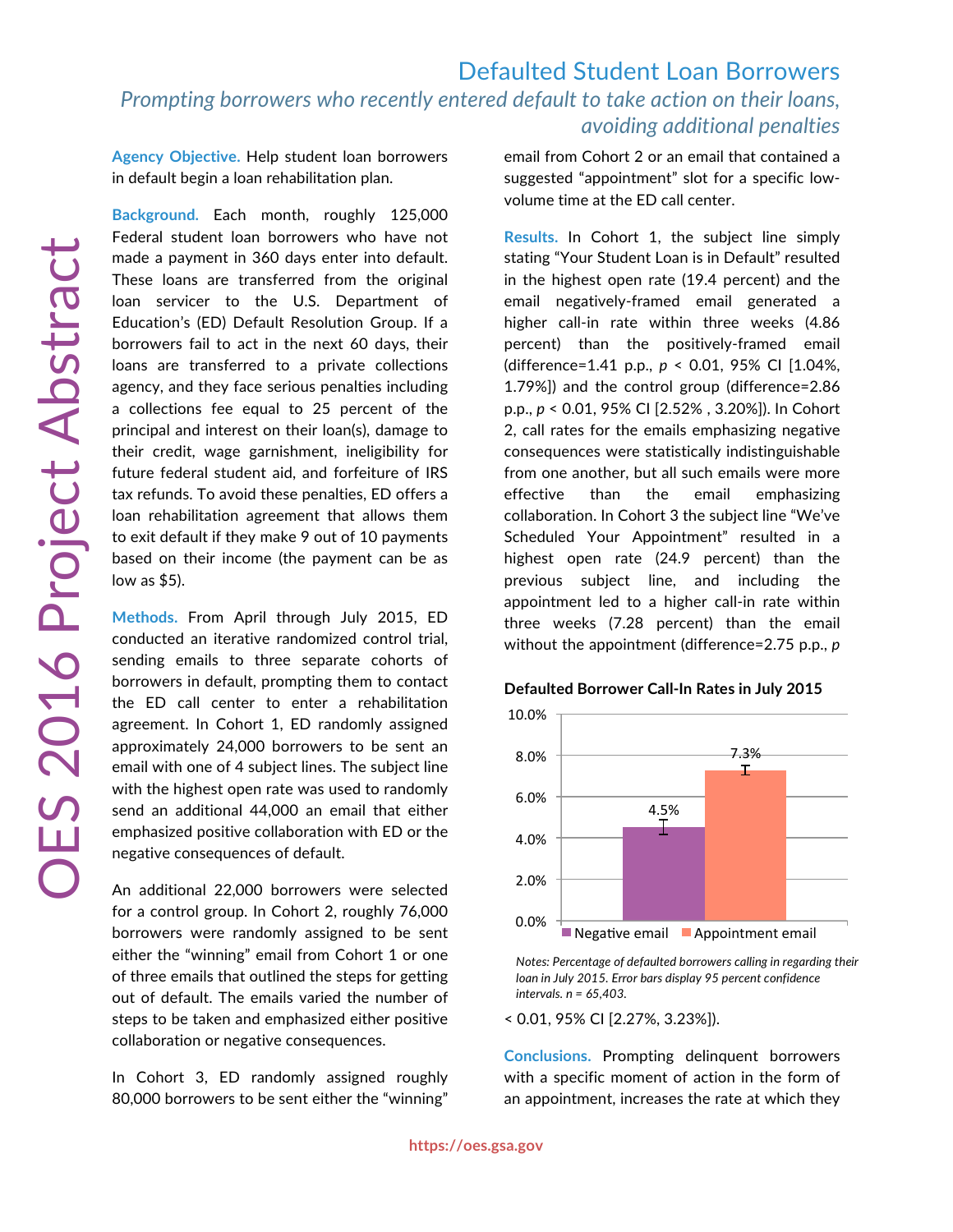# Defaulted Student Loan Borrowers

*Prompting borrowers who recently entered default to take action on their loans, avoiding additional penalties*

OES 2016 Project Abstract

**Agency Objective.** Help student loan borrowers in default begin a loan rehabilitation plan.

**Background.** Each month, roughly 125,000 Federal student loan borrowers who have not made a payment in 360 days enter into default. These loans are transferred from the original loan servicer to the U.S. Department of Education's (ED) Default Resolution Group. If a borrowers fail to act in the next 60 days, their loans are transferred to a private collections agency, and they face serious penalties including a collections fee equal to 25 percent of the principal and interest on their loan(s), damage to their credit, wage garnishment, ineligibility for future federal student aid, and forfeiture of IRS tax refunds. To avoid these penalties, ED offers a loan rehabilitation agreement that allows them to exit default if they make 9 out of 10 payments based on their income (the payment can be as low as $5).

**Methods.** From April through July 2015, ED conducted an iterative randomized control trial, sending emails to three separate cohorts of borrowers in default, prompting them to contact the ED call center to enter a rehabilitation agreement. In Cohort 1, ED randomly assigned approximately 24,000 borrowers to be sent an email with one of 4 subject lines. The subject line with the highest open rate was used to randomly send an additional 44,000 an email that either emphasized positive collaboration with ED or the negative consequences of default.

An additional 22,000 borrowers were selected for a control group. In Cohort 2, roughly 76,000 borrowers were randomly assigned to be sent either the "winning" email from Cohort 1 or one of three emails that outlined the steps for getting out of default. The emails varied the number of steps to be taken and emphasized either positive collaboration or negative consequences.

In Cohort 3, ED randomly assigned roughly 80,000 borrowers to be sent either the "winning" email from Cohort 2 or an email that contained a suggested "appointment" slot for a specific low-volume time at the ED call center.

**Results.** In Cohort 1, the subject line simply stating "Your Student Loan is in Default" resulted in the highest open rate (19.4 percent) and the email negatively-framed email generated a higher call-in rate within three weeks (4.86 percent) than the positively-framed email (difference=1.41 p.p., $p$ < 0.01, 95% CI [1.04%, 1.79%]) and the control group (difference=2.86 p.p., $p$ < 0.01, 95% CI [2.52% , 3.20%]). In Cohort 2, call rates for the emails emphasizing negative consequences were statistically indistinguishable from one another, but all such emails were more effective than the email emphasizing collaboration. In Cohort 3 the subject line "We've Scheduled Your Appointment" resulted in a highest open rate (24.9 percent) than the previous subject line, and including the appointment led to a higher call-in rate within three weeks (7.28 percent) than the email without the appointment (difference=2.75 p.p., $p$ < 0.01, 95% CI [2.27%, 3.23%]).

**Defaulted Borrower Call-In Rates in July 2015**

| Group | Call-in rate |
|---|---|
| Negative email | 4.5% |
| Appointment email | 7.3% |

*Notes: Percentage of defaulted borrowers calling in regarding their loan in July 2015. Error bars display 95 percent confidence intervals. n = 65,403.*

**Conclusions.** Prompting delinquent borrowers with a specific moment of action in the form of an appointment, increases the rate at which they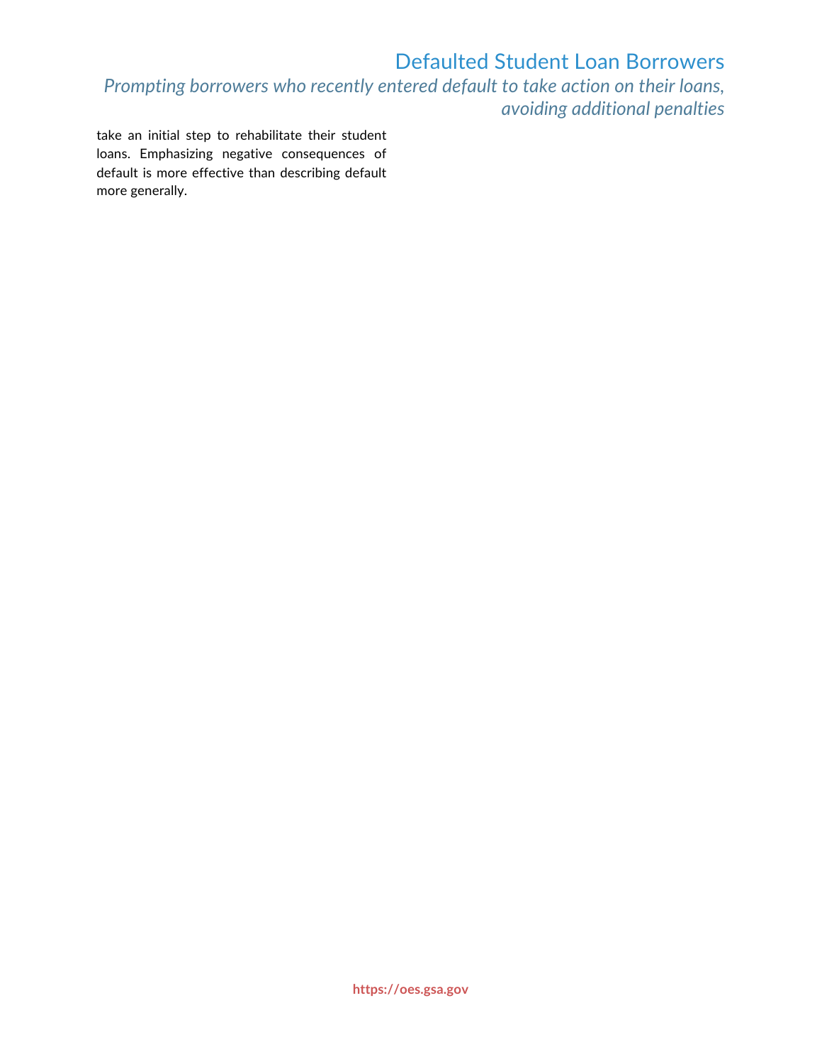take an initial step to rehabilitate their student loans. Emphasizing negative consequences of default is more effective than describing default more generally.